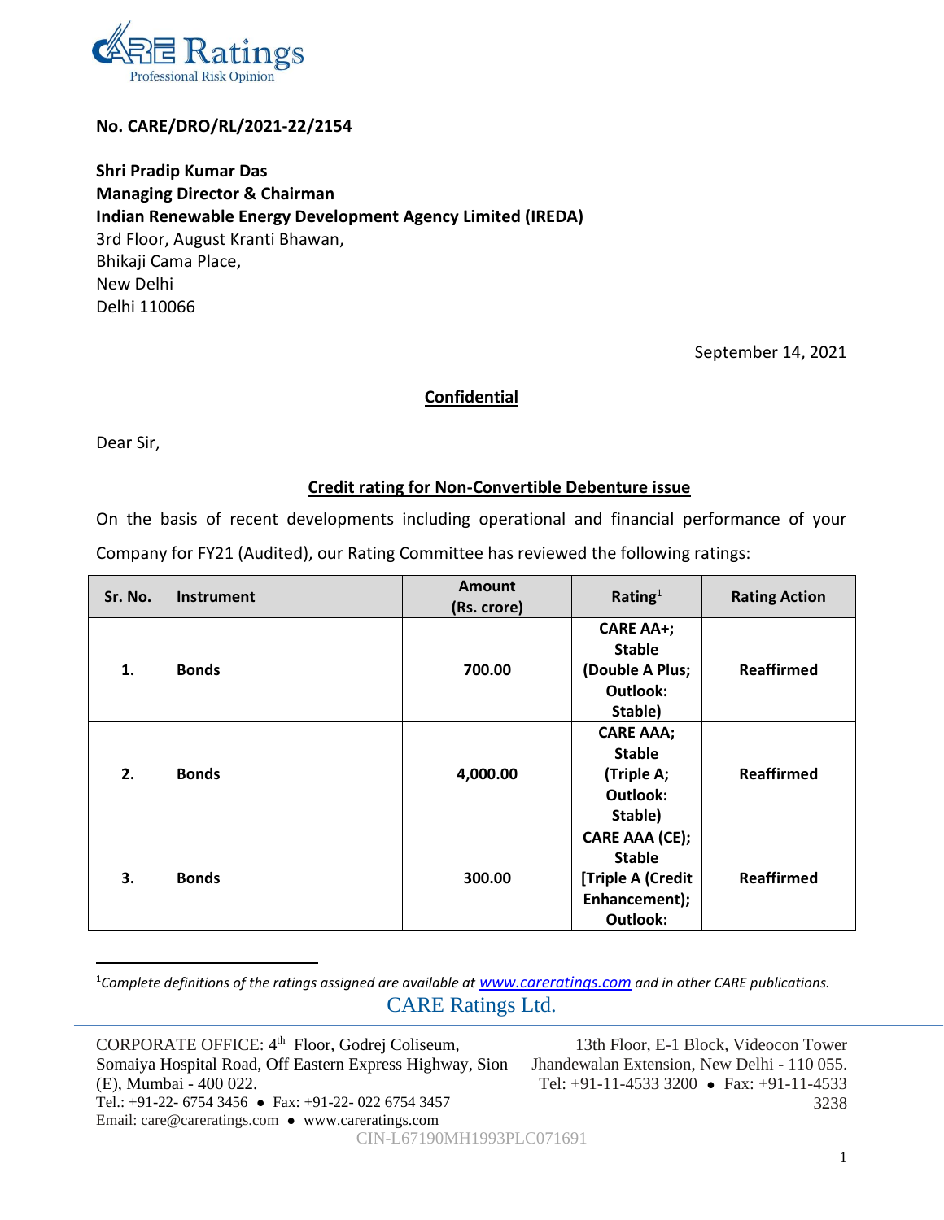CARE Ratings
Professional Risk Opinion

**No. CARE/DRO/RL/2021-22/2154**

**Shri Pradip Kumar Das**
**Managing Director & Chairman**
**Indian Renewable Energy Development Agency Limited (IREDA)**
3rd Floor, August Kranti Bhawan,
Bhikaji Cama Place,
New Delhi
Delhi 110066

September 14, 2021

**Confidential**

Dear Sir,

**Credit rating for Non-Convertible Debenture issue**

On the basis of recent developments including operational and financial performance of your Company for FY21 (Audited), our Rating Committee has reviewed the following ratings:

| Sr. No. | Instrument | Amount (Rs. crore) | Rating[1] | Rating Action |
|---|---|---|---|---|
| **1.** | **Bonds** | **700.00** | **CARE AA+; Stable (Double A Plus; Outlook: Stable)** | **Reaffirmed** |
| **2.** | **Bonds** | **4,000.00** | **CARE AAA; Stable (Triple A; Outlook: Stable)** | **Reaffirmed** |
| **3.** | **Bonds** | **300.00** | **CARE AAA (CE); Stable [Triple A (Credit Enhancement); Outlook:** | **Reaffirmed** |

[1]*Complete definitions of the ratings assigned are available at www.careratings.com and in other CARE publications.*

CARE Ratings Ltd.

CORPORATE OFFICE: 4th Floor, Godrej Coliseum, Somaiya Hospital Road, Off Eastern Express Highway, Sion (E), Mumbai - 400 022.
Tel.: +91-22- 6754 3456 • Fax: +91-22- 022 6754 3457
Email: care@careratings.com • www.careratings.com

13th Floor, E-1 Block, Videocon Tower Jhandewalan Extension, New Delhi - 110 055.
Tel: +91-11-4533 3200 • Fax: +91-11-4533 3238

CIN-L67190MH1993PLC071691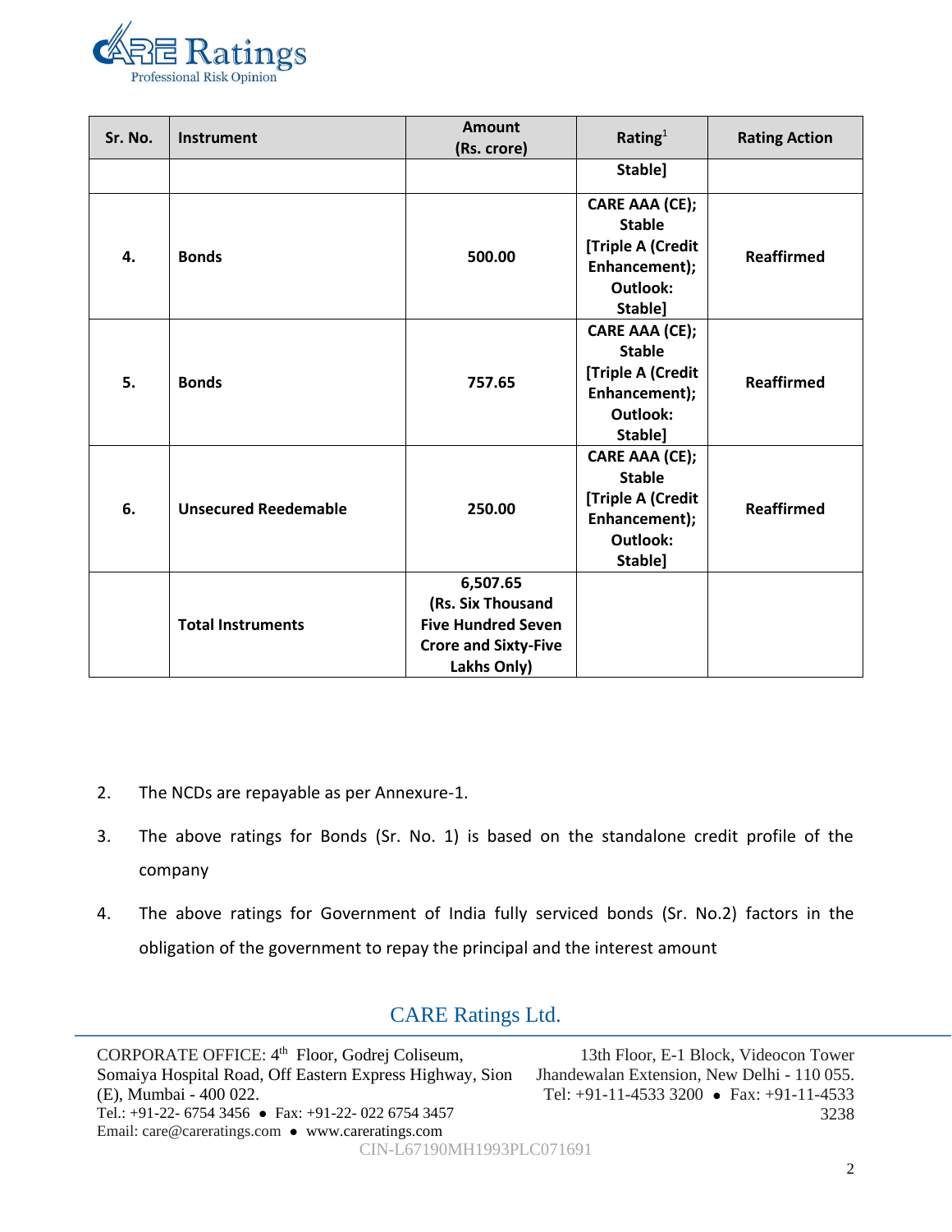| Sr. No. | Instrument | Amount (Rs. crore) | Rating[1] | Rating Action |
|---|---|---|---|---|
| | | | Stable] | |
| 4. | Bonds | 500.00 | CARE AAA (CE); Stable [Triple A (Credit Enhancement); Outlook: Stable] | Reaffirmed |
| 5. | Bonds | 757.65 | CARE AAA (CE); Stable [Triple A (Credit Enhancement); Outlook: Stable] | Reaffirmed |
| 6. | Unsecured Reedemable | 250.00 | CARE AAA (CE); Stable [Triple A (Credit Enhancement); Outlook: Stable] | Reaffirmed |
| | Total Instruments | 6,507.65 (Rs. Six Thousand Five Hundred Seven Crore and Sixty-Five Lakhs Only) | | |

2. The NCDs are repayable as per Annexure-1.

3. The above ratings for Bonds (Sr. No. 1) is based on the standalone credit profile of the company

4. The above ratings for Government of India fully serviced bonds (Sr. No.2) factors in the obligation of the government to repay the principal and the interest amount

CARE Ratings Ltd.

CORPORATE OFFICE: 4th Floor, Godrej Coliseum, Somaiya Hospital Road, Off Eastern Express Highway, Sion (E), Mumbai - 400 022.
Tel.: +91-22- 6754 3456 • Fax: +91-22- 022 6754 3457
Email: care@careratings.com • www.careratings.com

13th Floor, E-1 Block, Videocon Tower Jhandewalan Extension, New Delhi - 110 055.
Tel: +91-11-4533 3200 • Fax: +91-11-4533 3238

CIN-L67190MH1993PLC071691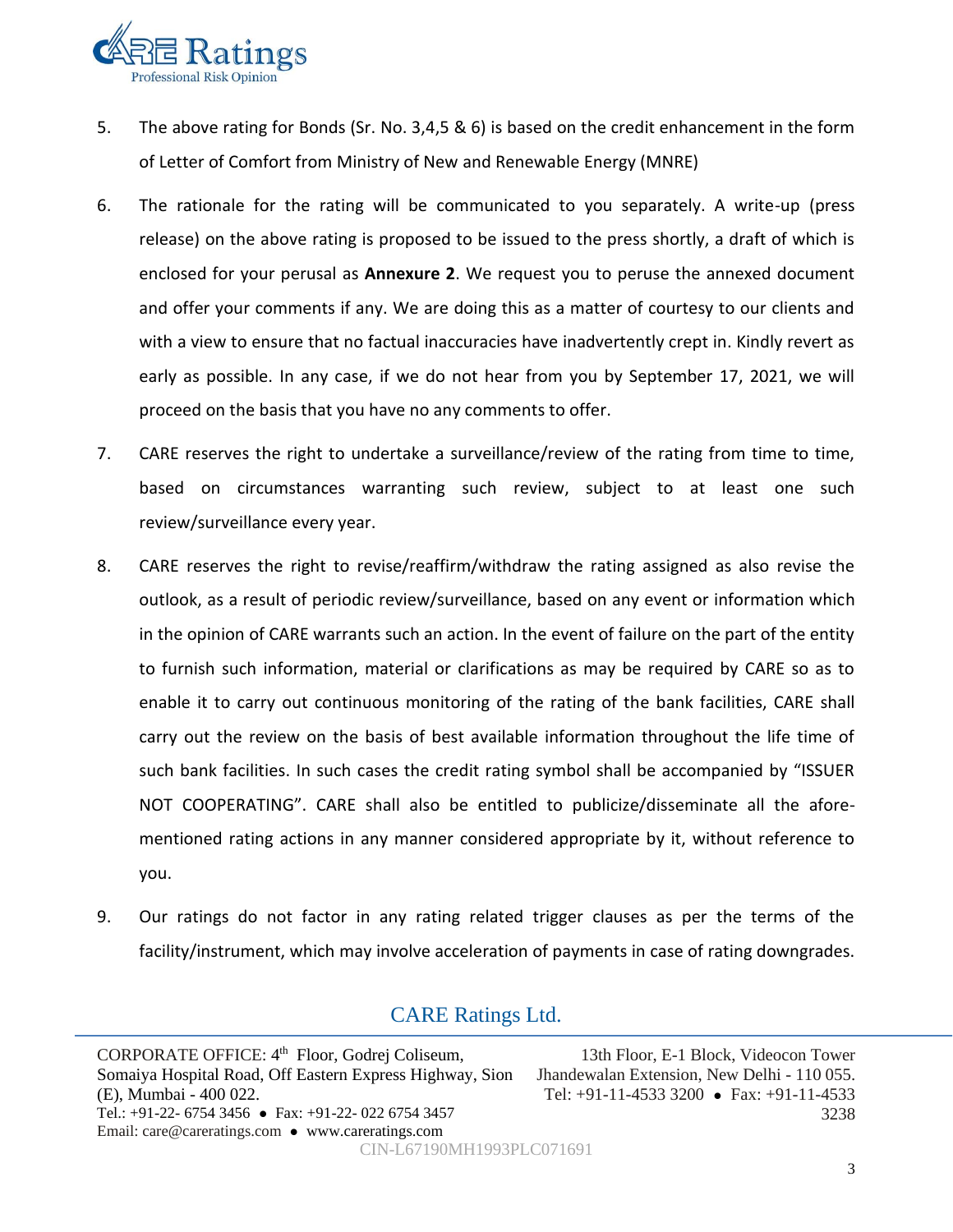5. The above rating for Bonds (Sr. No. 3,4,5 & 6) is based on the credit enhancement in the form of Letter of Comfort from Ministry of New and Renewable Energy (MNRE)

6. The rationale for the rating will be communicated to you separately. A write-up (press release) on the above rating is proposed to be issued to the press shortly, a draft of which is enclosed for your perusal as **Annexure 2**. We request you to peruse the annexed document and offer your comments if any. We are doing this as a matter of courtesy to our clients and with a view to ensure that no factual inaccuracies have inadvertently crept in. Kindly revert as early as possible. In any case, if we do not hear from you by September 17, 2021, we will proceed on the basis that you have no any comments to offer.

7. CARE reserves the right to undertake a surveillance/review of the rating from time to time, based on circumstances warranting such review, subject to at least one such review/surveillance every year.

8. CARE reserves the right to revise/reaffirm/withdraw the rating assigned as also revise the outlook, as a result of periodic review/surveillance, based on any event or information which in the opinion of CARE warrants such an action. In the event of failure on the part of the entity to furnish such information, material or clarifications as may be required by CARE so as to enable it to carry out continuous monitoring of the rating of the bank facilities, CARE shall carry out the review on the basis of best available information throughout the life time of such bank facilities. In such cases the credit rating symbol shall be accompanied by "ISSUER NOT COOPERATING". CARE shall also be entitled to publicize/disseminate all the afore-mentioned rating actions in any manner considered appropriate by it, without reference to you.

9. Our ratings do not factor in any rating related trigger clauses as per the terms of the facility/instrument, which may involve acceleration of payments in case of rating downgrades.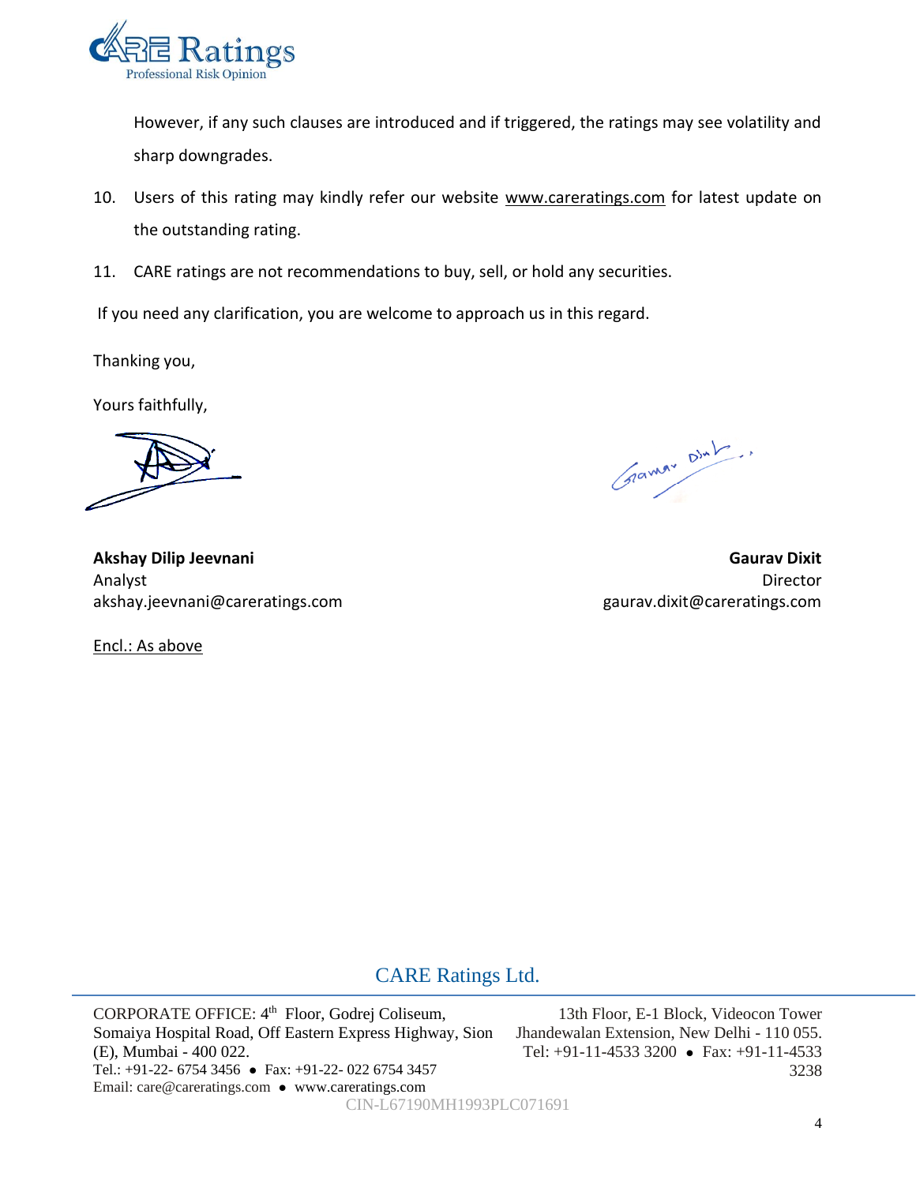However, if any such clauses are introduced and if triggered, the ratings may see volatility and sharp downgrades.

10. Users of this rating may kindly refer our website www.careratings.com for latest update on the outstanding rating.

11. CARE ratings are not recommendations to buy, sell, or hold any securities.

If you need any clarification, you are welcome to approach us in this regard.

Thanking you,

Yours faithfully,

**Akshay Dilip Jeevnani**
Analyst
akshay.jeevnani@careratings.com

**Gaurav Dixit**
Director
gaurav.dixit@careratings.com

Encl.: As above

CARE Ratings Ltd.

CORPORATE OFFICE: 4th Floor, Godrej Coliseum, Somaiya Hospital Road, Off Eastern Express Highway, Sion (E), Mumbai - 400 022.
Tel.: +91-22- 6754 3456 ● Fax: +91-22- 022 6754 3457
Email: care@careratings.com ● www.careratings.com

13th Floor, E-1 Block, Videocon Tower Jhandewalan Extension, New Delhi - 110 055.
Tel: +91-11-4533 3200 ● Fax: +91-11-4533 3238

CIN-L67190MH1993PLC071691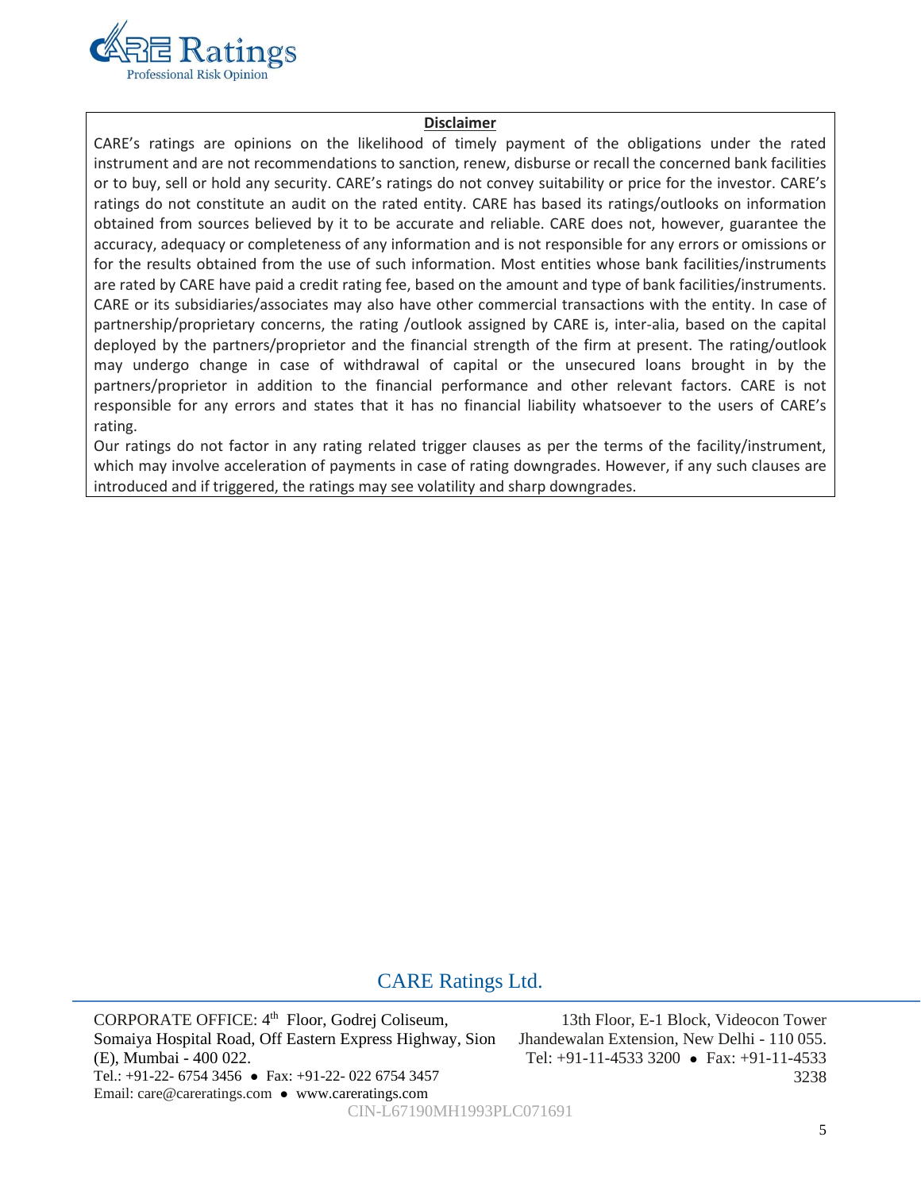**Disclaimer**

CARE's ratings are opinions on the likelihood of timely payment of the obligations under the rated instrument and are not recommendations to sanction, renew, disburse or recall the concerned bank facilities or to buy, sell or hold any security. CARE's ratings do not convey suitability or price for the investor. CARE's ratings do not constitute an audit on the rated entity. CARE has based its ratings/outlooks on information obtained from sources believed by it to be accurate and reliable. CARE does not, however, guarantee the accuracy, adequacy or completeness of any information and is not responsible for any errors or omissions or for the results obtained from the use of such information. Most entities whose bank facilities/instruments are rated by CARE have paid a credit rating fee, based on the amount and type of bank facilities/instruments. CARE or its subsidiaries/associates may also have other commercial transactions with the entity. In case of partnership/proprietary concerns, the rating /outlook assigned by CARE is, inter-alia, based on the capital deployed by the partners/proprietor and the financial strength of the firm at present. The rating/outlook may undergo change in case of withdrawal of capital or the unsecured loans brought in by the partners/proprietor in addition to the financial performance and other relevant factors. CARE is not responsible for any errors and states that it has no financial liability whatsoever to the users of CARE's rating.

Our ratings do not factor in any rating related trigger clauses as per the terms of the facility/instrument, which may involve acceleration of payments in case of rating downgrades. However, if any such clauses are introduced and if triggered, the ratings may see volatility and sharp downgrades.

CARE Ratings Ltd.

CORPORATE OFFICE: 4th Floor, Godrej Coliseum, Somaiya Hospital Road, Off Eastern Express Highway, Sion (E), Mumbai - 400 022.
Tel.: +91-22- 6754 3456 ● Fax: +91-22- 022 6754 3457
Email: care@careratings.com ● www.careratings.com

13th Floor, E-1 Block, Videocon Tower Jhandewalan Extension, New Delhi - 110 055.
Tel: +91-11-4533 3200 ● Fax: +91-11-4533 3238

CIN-L67190MH1993PLC071691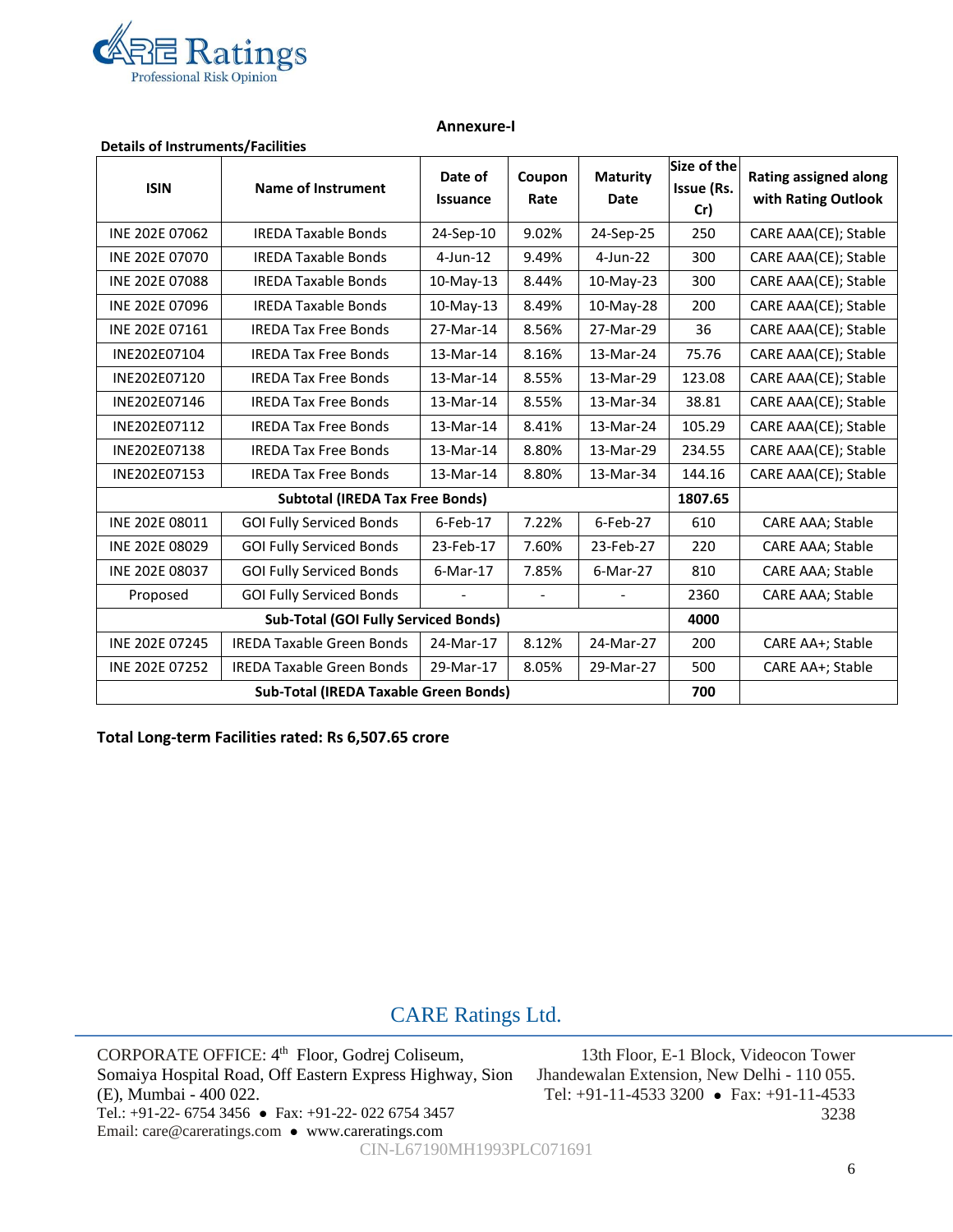## Annexure-I

**Details of Instruments/Facilities**

| ISIN | Name of Instrument | Date of Issuance | Coupon Rate | Maturity Date | Size of the Issue (Rs. Cr) | Rating assigned along with Rating Outlook |
|---|---|---|---|---|---|---|
| INE 202E 07062 | IREDA Taxable Bonds | 24-Sep-10 | 9.02% | 24-Sep-25 | 250 | CARE AAA(CE); Stable |
| INE 202E 07070 | IREDA Taxable Bonds | 4-Jun-12 | 9.49% | 4-Jun-22 | 300 | CARE AAA(CE); Stable |
| INE 202E 07088 | IREDA Taxable Bonds | 10-May-13 | 8.44% | 10-May-23 | 300 | CARE AAA(CE); Stable |
| INE 202E 07096 | IREDA Taxable Bonds | 10-May-13 | 8.49% | 10-May-28 | 200 | CARE AAA(CE); Stable |
| INE 202E 07161 | IREDA Tax Free Bonds | 27-Mar-14 | 8.56% | 27-Mar-29 | 36 | CARE AAA(CE); Stable |
| INE202E07104 | IREDA Tax Free Bonds | 13-Mar-14 | 8.16% | 13-Mar-24 | 75.76 | CARE AAA(CE); Stable |
| INE202E07120 | IREDA Tax Free Bonds | 13-Mar-14 | 8.55% | 13-Mar-29 | 123.08 | CARE AAA(CE); Stable |
| INE202E07146 | IREDA Tax Free Bonds | 13-Mar-14 | 8.55% | 13-Mar-34 | 38.81 | CARE AAA(CE); Stable |
| INE202E07112 | IREDA Tax Free Bonds | 13-Mar-14 | 8.41% | 13-Mar-24 | 105.29 | CARE AAA(CE); Stable |
| INE202E07138 | IREDA Tax Free Bonds | 13-Mar-14 | 8.80% | 13-Mar-29 | 234.55 | CARE AAA(CE); Stable |
| INE202E07153 | IREDA Tax Free Bonds | 13-Mar-14 | 8.80% | 13-Mar-34 | 144.16 | CARE AAA(CE); Stable |
| **Subtotal (IREDA Tax Free Bonds)** | | | | | **1807.65** | |
| INE 202E 08011 | GOI Fully Serviced Bonds | 6-Feb-17 | 7.22% | 6-Feb-27 | 610 | CARE AAA; Stable |
| INE 202E 08029 | GOI Fully Serviced Bonds | 23-Feb-17 | 7.60% | 23-Feb-27 | 220 | CARE AAA; Stable |
| INE 202E 08037 | GOI Fully Serviced Bonds | 6-Mar-17 | 7.85% | 6-Mar-27 | 810 | CARE AAA; Stable |
| Proposed | GOI Fully Serviced Bonds | - | - | - | 2360 | CARE AAA; Stable |
| **Sub-Total (GOI Fully Serviced Bonds)** | | | | | **4000** | |
| INE 202E 07245 | IREDA Taxable Green Bonds | 24-Mar-17 | 8.12% | 24-Mar-27 | 200 | CARE AA+; Stable |
| INE 202E 07252 | IREDA Taxable Green Bonds | 29-Mar-17 | 8.05% | 29-Mar-27 | 500 | CARE AA+; Stable |
| **Sub-Total (IREDA Taxable Green Bonds)** | | | | | **700** | |

**Total Long-term Facilities rated: Rs 6,507.65 crore**

CARE Ratings Ltd.

CORPORATE OFFICE: 4th Floor, Godrej Coliseum, Somaiya Hospital Road, Off Eastern Express Highway, Sion (E), Mumbai - 400 022.
Tel.: +91-22- 6754 3456 • Fax: +91-22- 022 6754 3457
Email: care@careratings.com • www.careratings.com

13th Floor, E-1 Block, Videocon Tower Jhandewalan Extension, New Delhi - 110 055.
Tel: +91-11-4533 3200 • Fax: +91-11-4533 3238

CIN-L67190MH1993PLC071691